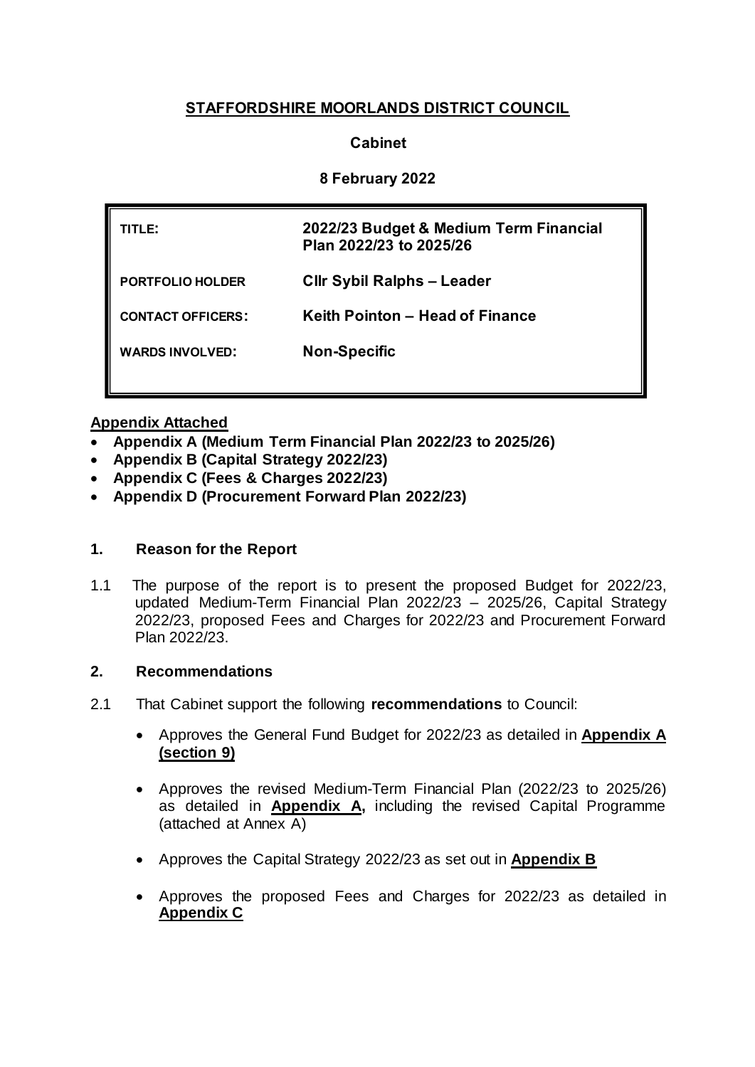# STAFFORDSHIRE MOORLANDS DISTRICT COUNCIL

**Cabinet**

**8 February 2022**

| | |
|---|---|
| **TITLE:** | **2022/23 Budget & Medium Term Financial Plan 2022/23 to 2025/26** |
| **PORTFOLIO HOLDER** | **Cllr Sybil Ralphs – Leader** |
| **CONTACT OFFICERS:** | **Keith Pointon – Head of Finance** |
| **WARDS INVOLVED:** | **Non-Specific** |

**Appendix Attached**

- **Appendix A (Medium Term Financial Plan 2022/23 to 2025/26)**
- **Appendix B (Capital Strategy 2022/23)**
- **Appendix C (Fees & Charges 2022/23)**
- **Appendix D (Procurement Forward Plan 2022/23)**

## 1. Reason for the Report

1.1 The purpose of the report is to present the proposed Budget for 2022/23, updated Medium-Term Financial Plan 2022/23 – 2025/26, Capital Strategy 2022/23, proposed Fees and Charges for 2022/23 and Procurement Forward Plan 2022/23.

## 2. Recommendations

2.1 That Cabinet support the following **recommendations** to Council:

- Approves the General Fund Budget for 2022/23 as detailed in **Appendix A (section 9)**
- Approves the revised Medium-Term Financial Plan (2022/23 to 2025/26) as detailed in **Appendix A,** including the revised Capital Programme (attached at Annex A)
- Approves the Capital Strategy 2022/23 as set out in **Appendix B**
- Approves the proposed Fees and Charges for 2022/23 as detailed in **Appendix C**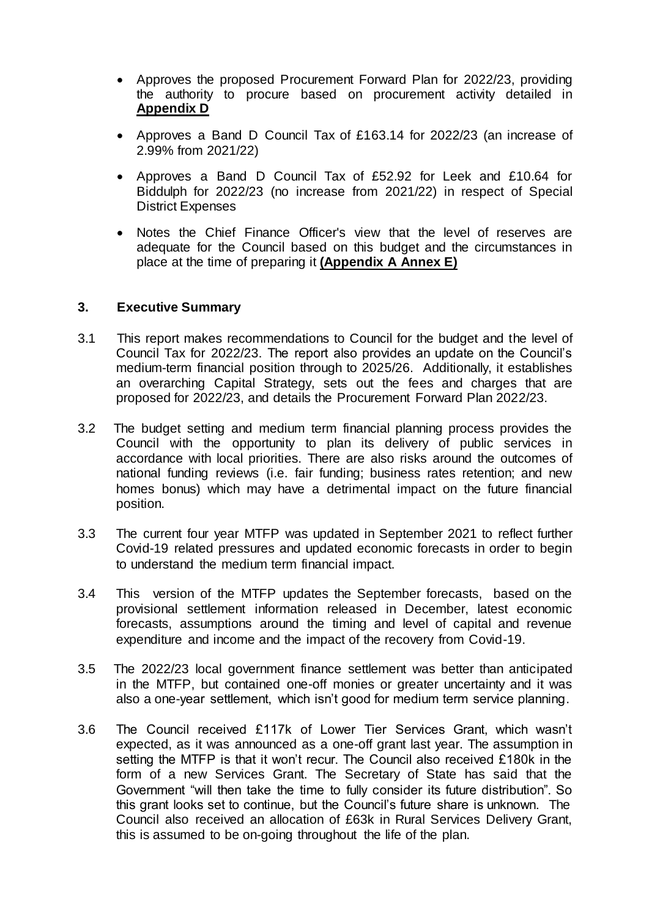- Approves the proposed Procurement Forward Plan for 2022/23, providing the authority to procure based on procurement activity detailed in **Appendix D**

- Approves a Band D Council Tax of £163.14 for 2022/23 (an increase of 2.99% from 2021/22)

- Approves a Band D Council Tax of £52.92 for Leek and £10.64 for Biddulph for 2022/23 (no increase from 2021/22) in respect of Special District Expenses

- Notes the Chief Finance Officer's view that the level of reserves are adequate for the Council based on this budget and the circumstances in place at the time of preparing it **(Appendix A Annex E)**

## 3. Executive Summary

3.1 This report makes recommendations to Council for the budget and the level of Council Tax for 2022/23. The report also provides an update on the Council's medium-term financial position through to 2025/26. Additionally, it establishes an overarching Capital Strategy, sets out the fees and charges that are proposed for 2022/23, and details the Procurement Forward Plan 2022/23.

3.2 The budget setting and medium term financial planning process provides the Council with the opportunity to plan its delivery of public services in accordance with local priorities. There are also risks around the outcomes of national funding reviews (i.e. fair funding; business rates retention; and new homes bonus) which may have a detrimental impact on the future financial position.

3.3 The current four year MTFP was updated in September 2021 to reflect further Covid-19 related pressures and updated economic forecasts in order to begin to understand the medium term financial impact.

3.4 This version of the MTFP updates the September forecasts, based on the provisional settlement information released in December, latest economic forecasts, assumptions around the timing and level of capital and revenue expenditure and income and the impact of the recovery from Covid-19.

3.5 The 2022/23 local government finance settlement was better than anticipated in the MTFP, but contained one-off monies or greater uncertainty and it was also a one-year settlement, which isn't good for medium term service planning.

3.6 The Council received £117k of Lower Tier Services Grant, which wasn't expected, as it was announced as a one-off grant last year. The assumption in setting the MTFP is that it won't recur. The Council also received £180k in the form of a new Services Grant. The Secretary of State has said that the Government "will then take the time to fully consider its future distribution". So this grant looks set to continue, but the Council's future share is unknown. The Council also received an allocation of £63k in Rural Services Delivery Grant, this is assumed to be on-going throughout the life of the plan.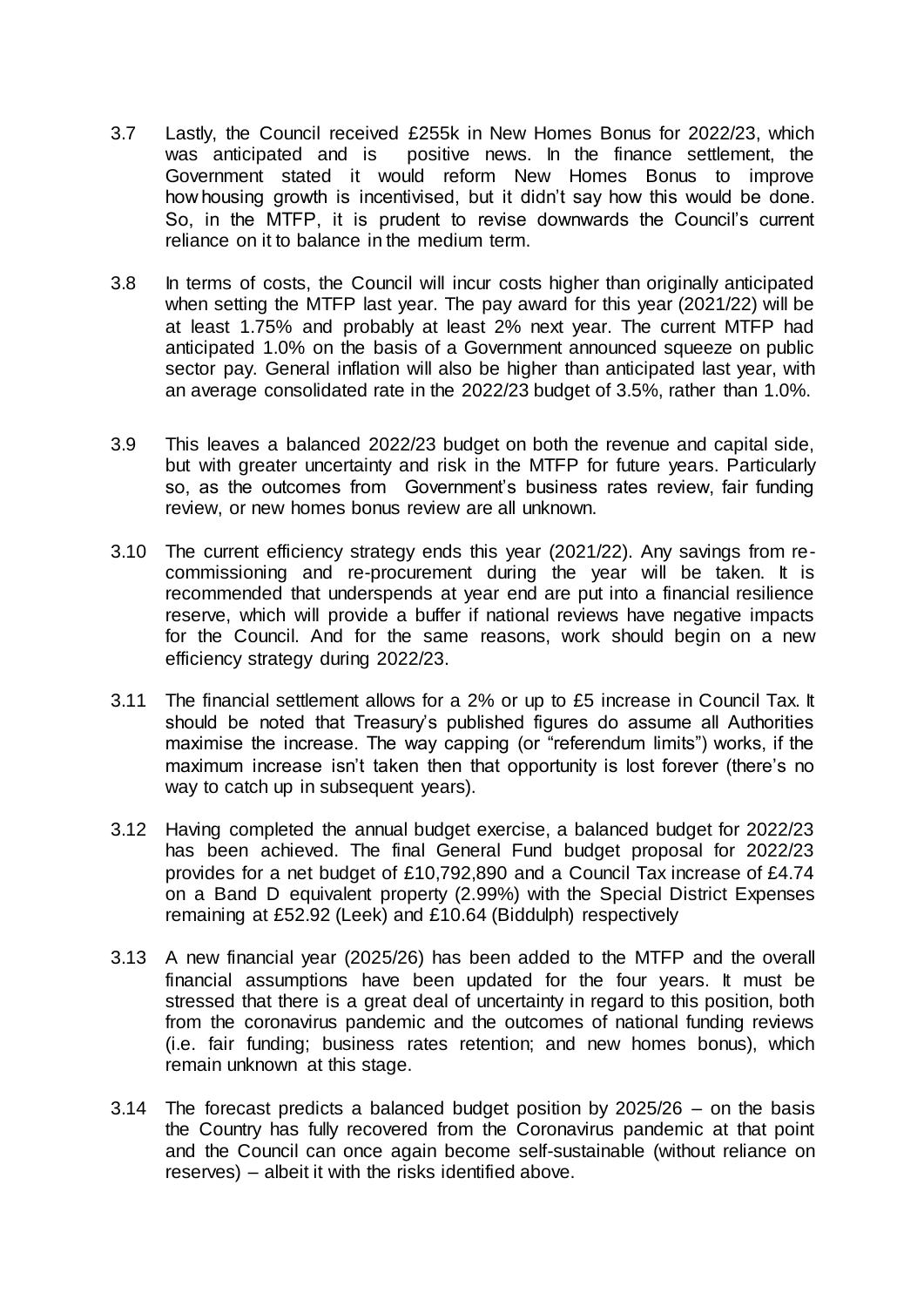3.7 Lastly, the Council received £255k in New Homes Bonus for 2022/23, which was anticipated and is positive news. In the finance settlement, the Government stated it would reform New Homes Bonus to improve how housing growth is incentivised, but it didn't say how this would be done. So, in the MTFP, it is prudent to revise downwards the Council's current reliance on it to balance in the medium term.

3.8 In terms of costs, the Council will incur costs higher than originally anticipated when setting the MTFP last year. The pay award for this year (2021/22) will be at least 1.75% and probably at least 2% next year. The current MTFP had anticipated 1.0% on the basis of a Government announced squeeze on public sector pay. General inflation will also be higher than anticipated last year, with an average consolidated rate in the 2022/23 budget of 3.5%, rather than 1.0%.

3.9 This leaves a balanced 2022/23 budget on both the revenue and capital side, but with greater uncertainty and risk in the MTFP for future years. Particularly so, as the outcomes from Government's business rates review, fair funding review, or new homes bonus review are all unknown.

3.10 The current efficiency strategy ends this year (2021/22). Any savings from re-commissioning and re-procurement during the year will be taken. It is recommended that underspends at year end are put into a financial resilience reserve, which will provide a buffer if national reviews have negative impacts for the Council. And for the same reasons, work should begin on a new efficiency strategy during 2022/23.

3.11 The financial settlement allows for a 2% or up to £5 increase in Council Tax. It should be noted that Treasury's published figures do assume all Authorities maximise the increase. The way capping (or "referendum limits") works, if the maximum increase isn't taken then that opportunity is lost forever (there's no way to catch up in subsequent years).

3.12 Having completed the annual budget exercise, a balanced budget for 2022/23 has been achieved. The final General Fund budget proposal for 2022/23 provides for a net budget of £10,792,890 and a Council Tax increase of £4.74 on a Band D equivalent property (2.99%) with the Special District Expenses remaining at £52.92 (Leek) and £10.64 (Biddulph) respectively

3.13 A new financial year (2025/26) has been added to the MTFP and the overall financial assumptions have been updated for the four years. It must be stressed that there is a great deal of uncertainty in regard to this position, both from the coronavirus pandemic and the outcomes of national funding reviews (i.e. fair funding; business rates retention; and new homes bonus), which remain unknown at this stage.

3.14 The forecast predicts a balanced budget position by 2025/26 – on the basis the Country has fully recovered from the Coronavirus pandemic at that point and the Council can once again become self-sustainable (without reliance on reserves) – albeit it with the risks identified above.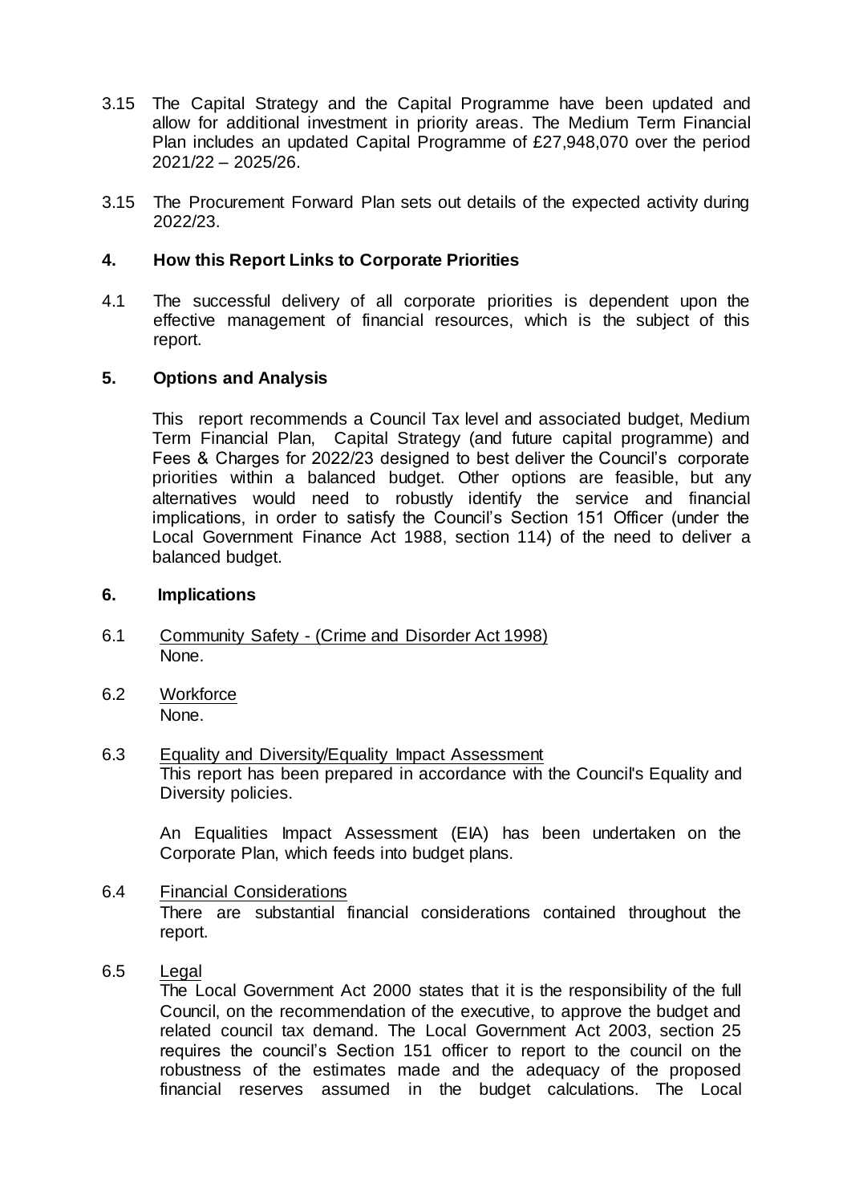3.15 The Capital Strategy and the Capital Programme have been updated and allow for additional investment in priority areas. The Medium Term Financial Plan includes an updated Capital Programme of £27,948,070 over the period 2021/22 – 2025/26.

3.15 The Procurement Forward Plan sets out details of the expected activity during 2022/23.

## 4. How this Report Links to Corporate Priorities

4.1 The successful delivery of all corporate priorities is dependent upon the effective management of financial resources, which is the subject of this report.

## 5. Options and Analysis

This report recommends a Council Tax level and associated budget, Medium Term Financial Plan, Capital Strategy (and future capital programme) and Fees & Charges for 2022/23 designed to best deliver the Council's corporate priorities within a balanced budget. Other options are feasible, but any alternatives would need to robustly identify the service and financial implications, in order to satisfy the Council's Section 151 Officer (under the Local Government Finance Act 1988, section 114) of the need to deliver a balanced budget.

## 6. Implications

6.1 Community Safety - (Crime and Disorder Act 1998)
None.

6.2 Workforce
None.

6.3 Equality and Diversity/Equality Impact Assessment
This report has been prepared in accordance with the Council's Equality and Diversity policies.

An Equalities Impact Assessment (EIA) has been undertaken on the Corporate Plan, which feeds into budget plans.

6.4 Financial Considerations
There are substantial financial considerations contained throughout the report.

6.5 Legal
The Local Government Act 2000 states that it is the responsibility of the full Council, on the recommendation of the executive, to approve the budget and related council tax demand. The Local Government Act 2003, section 25 requires the council's Section 151 officer to report to the council on the robustness of the estimates made and the adequacy of the proposed financial reserves assumed in the budget calculations. The Local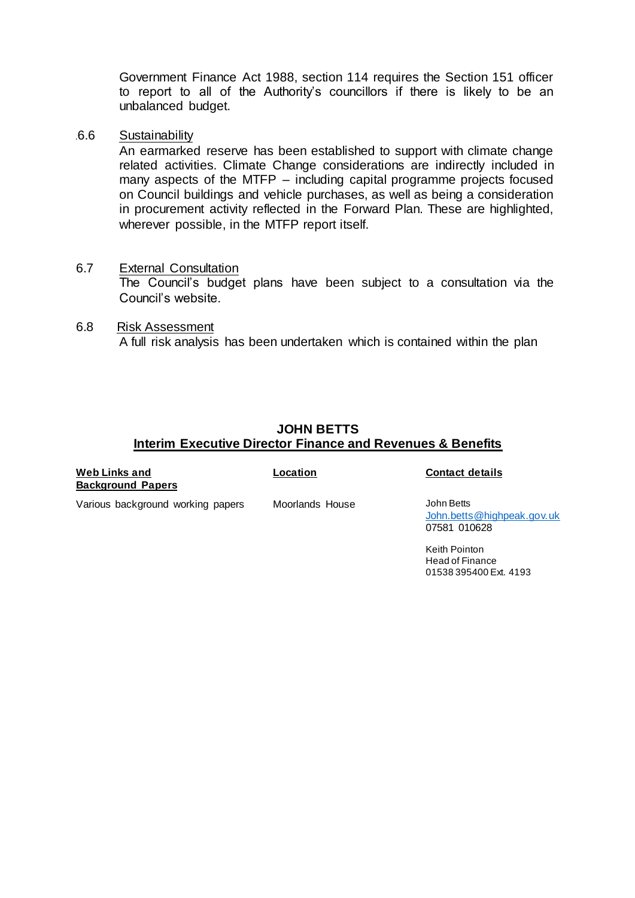Government Finance Act 1988, section 114 requires the Section 151 officer to report to all of the Authority's councillors if there is likely to be an unbalanced budget.

.6.6 Sustainability

An earmarked reserve has been established to support with climate change related activities. Climate Change considerations are indirectly included in many aspects of the MTFP – including capital programme projects focused on Council buildings and vehicle purchases, as well as being a consideration in procurement activity reflected in the Forward Plan. These are highlighted, wherever possible, in the MTFP report itself.

6.7 External Consultation

The Council's budget plans have been subject to a consultation via the Council's website.

6.8 Risk Assessment

A full risk analysis has been undertaken which is contained within the plan

**JOHN BETTS**

**Interim Executive Director Finance and Revenues & Benefits**

| **Web Links and Background Papers** | **Location** | **Contact details** |
|---|---|---|
| Various background working papers | Moorlands House | John Betts<br>John.betts@highpeak.gov.uk<br>07581 010628<br><br>Keith Pointon<br>Head of Finance<br>01538 395400 Ext. 4193 |